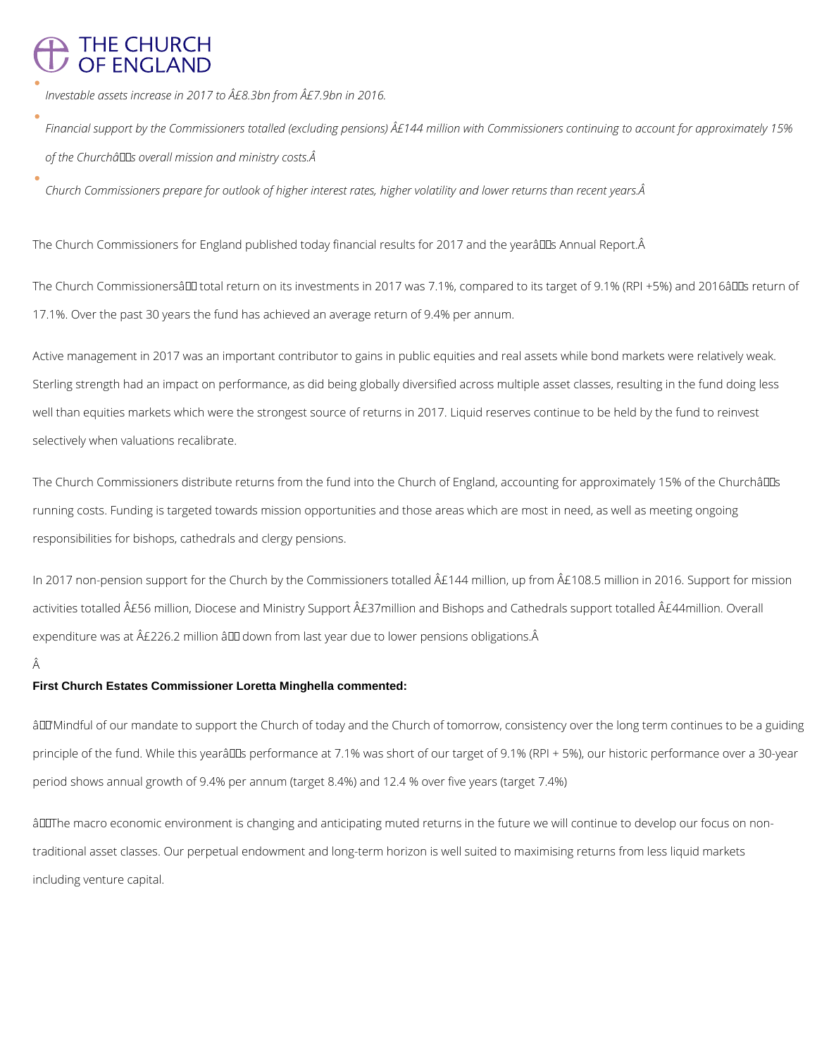THE CHURCH OF ENGLAND

- *Investable assets increase in 2017 to £8.3bn from £7.9bn in 2016.*
- *Financial support by the Commissioners totalled (excluding pensions) £144 million with Commissioners continuing to account for approximately 15% of the Church’s overall mission and ministry costs.*
- *Church Commissioners prepare for outlook of higher interest rates, higher volatility and lower returns than recent years.*

The Church Commissioners for England published today financial results for 2017 and the year’s Annual Report.

The Church Commissioners’ total return on its investments in 2017 was 7.1%, compared to its target of 9.1% (RPI +5%) and 2016’s return of 17.1%. Over the past 30 years the fund has achieved an average return of 9.4% per annum.

Active management in 2017 was an important contributor to gains in public equities and real assets while bond markets were relatively weak. Sterling strength had an impact on performance, as did being globally diversified across multiple asset classes, resulting in the fund doing less well than equities markets which were the strongest source of returns in 2017. Liquid reserves continue to be held by the fund to reinvest selectively when valuations recalibrate.

The Church Commissioners distribute returns from the fund into the Church of England, accounting for approximately 15% of the Church’s running costs. Funding is targeted towards mission opportunities and those areas which are most in need, as well as meeting ongoing responsibilities for bishops, cathedrals and clergy pensions.

In 2017 non-pension support for the Church by the Commissioners totalled £144 million, up from £108.5 million in 2016. Support for mission activities totalled £56 million, Diocese and Ministry Support £37million and Bishops and Cathedrals support totalled £44million. Overall expenditure was at £226.2 million – down from last year due to lower pensions obligations.

**First Church Estates Commissioner Loretta Minghella commented:**

“Mindful of our mandate to support the Church of today and the Church of tomorrow, consistency over the long term continues to be a guiding principle of the fund. While this year’s performance at 7.1% was short of our target of 9.1% (RPI + 5%), our historic performance over a 30-year period shows annual growth of 9.4% per annum (target 8.4%) and 12.4 % over five years (target 7.4%)

“The macro economic environment is changing and anticipating muted returns in the future we will continue to develop our focus on non-traditional asset classes. Our perpetual endowment and long-term horizon is well suited to maximising returns from less liquid markets including venture capital.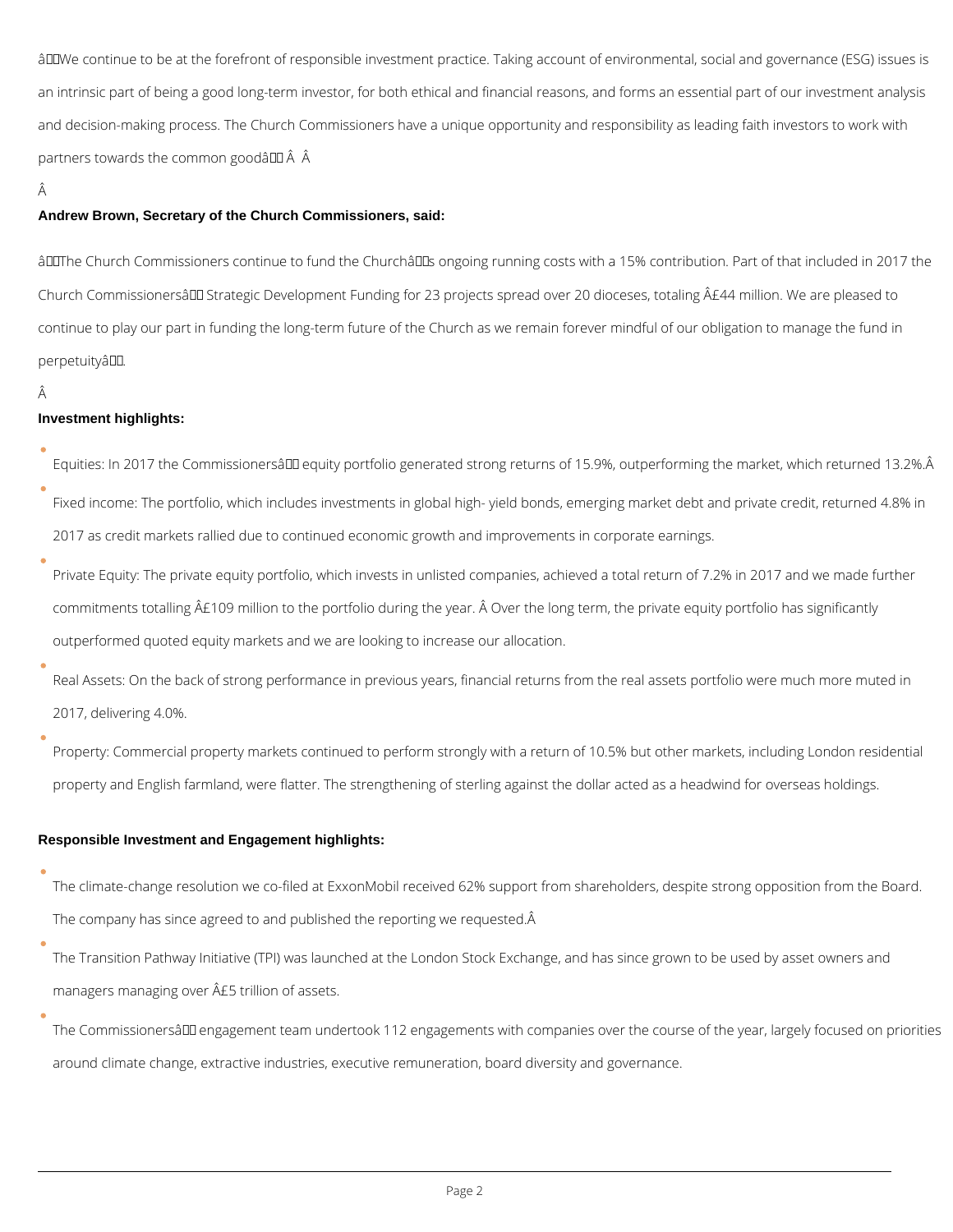âWe continue to be at the forefront of responsible investment practice. Taking account of environmental, social and governance (ESG) issues is an intrinsic part of being a good long-term investor, for both ethical and financial reasons, and forms an essential part of our investment analysis and decision-making process. The Church Commissioners have a unique opportunity and responsibility as leading faith investors to work with partners towards the common goodâ Â Â

Â

**Andrew Brown, Secretary of the Church Commissioners, said:**

âThe Church Commissioners continue to fund the Churchâs ongoing running costs with a 15% contribution. Part of that included in 2017 the Church Commissionersâ Strategic Development Funding for 23 projects spread over 20 dioceses, totaling Â£44 million. We are pleased to continue to play our part in funding the long-term future of the Church as we remain forever mindful of our obligation to manage the fund in perpetuityâ.

Â

**Investment highlights:**

- Equities: In 2017 the Commissionersâ equity portfolio generated strong returns of 15.9%, outperforming the market, which returned 13.2%.Â
- Fixed income: The portfolio, which includes investments in global high- yield bonds, emerging market debt and private credit, returned 4.8% in 2017 as credit markets rallied due to continued economic growth and improvements in corporate earnings.
- Private Equity: The private equity portfolio, which invests in unlisted companies, achieved a total return of 7.2% in 2017 and we made further commitments totalling Â£109 million to the portfolio during the year. Â Over the long term, the private equity portfolio has significantly outperformed quoted equity markets and we are looking to increase our allocation.
- Real Assets: On the back of strong performance in previous years, financial returns from the real assets portfolio were much more muted in 2017, delivering 4.0%.
- Property: Commercial property markets continued to perform strongly with a return of 10.5% but other markets, including London residential property and English farmland, were flatter. The strengthening of sterling against the dollar acted as a headwind for overseas holdings.

**Responsible Investment and Engagement highlights:**

- The climate-change resolution we co-filed at ExxonMobil received 62% support from shareholders, despite strong opposition from the Board. The company has since agreed to and published the reporting we requested.Â
- The Transition Pathway Initiative (TPI) was launched at the London Stock Exchange, and has since grown to be used by asset owners and managers managing over Â£5 trillion of assets.
- The Commissionersâ engagement team undertook 112 engagements with companies over the course of the year, largely focused on priorities around climate change, extractive industries, executive remuneration, board diversity and governance.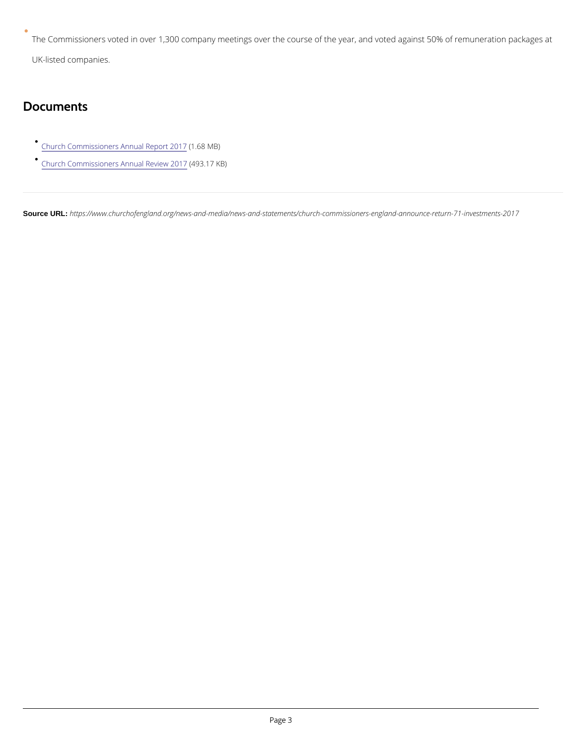- The Commissioners voted in over 1,300 company meetings over the course of the year, and voted against 50% of remuneration packages at UK-listed companies.

## Documents

- Church Commissioners Annual Report 2017 (1.68 MB)
- Church Commissioners Annual Review 2017 (493.17 KB)

---

**Source URL:** *https://www.churchofengland.org/news-and-media/news-and-statements/church-commissioners-england-announce-return-71-investments-2017*